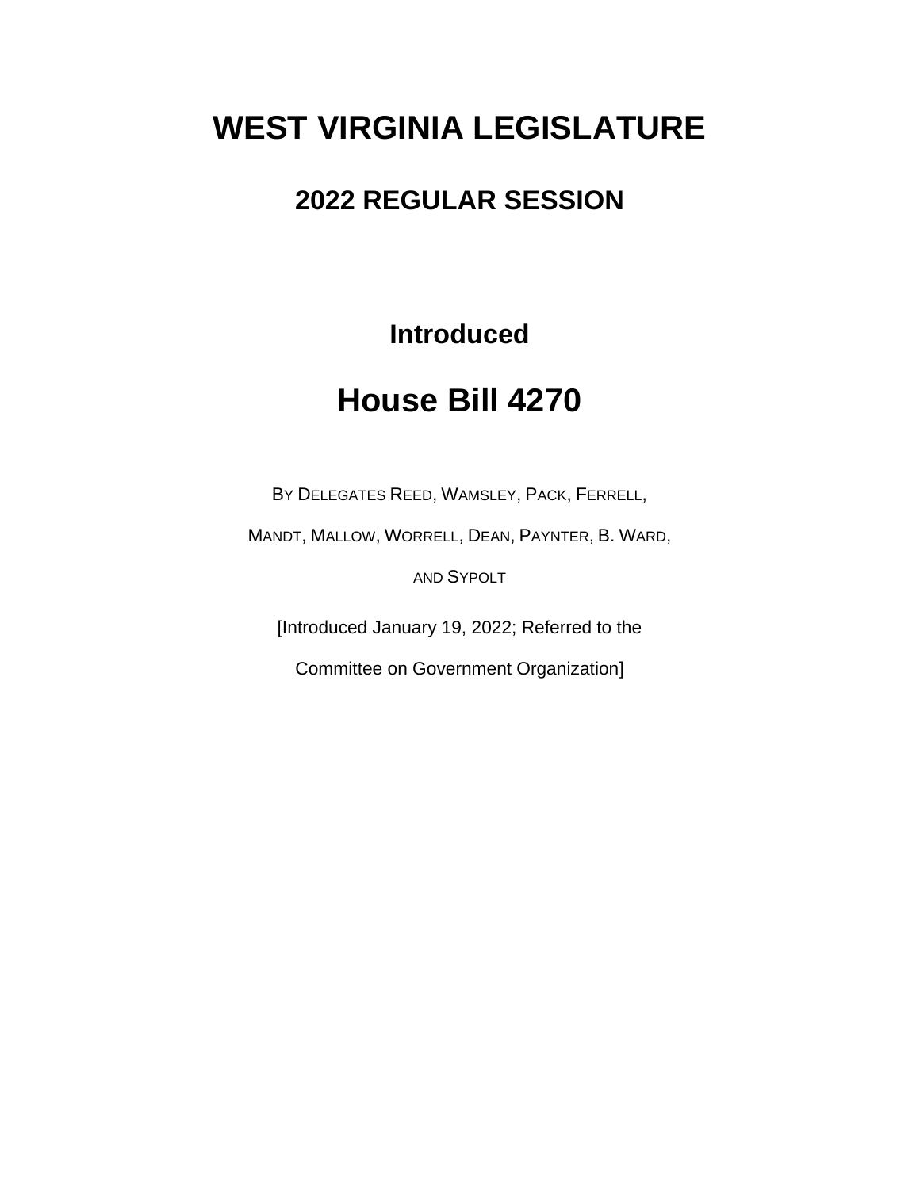# WEST VIRGINIA LEGISLATURE

## 2022 REGULAR SESSION

### Introduced

# House Bill 4270

BY DELEGATES REED, WAMSLEY, PACK, FERRELL, MANDT, MALLOW, WORRELL, DEAN, PAYNTER, B. WARD, AND SYPOLT

[Introduced January 19, 2022; Referred to the Committee on Government Organization]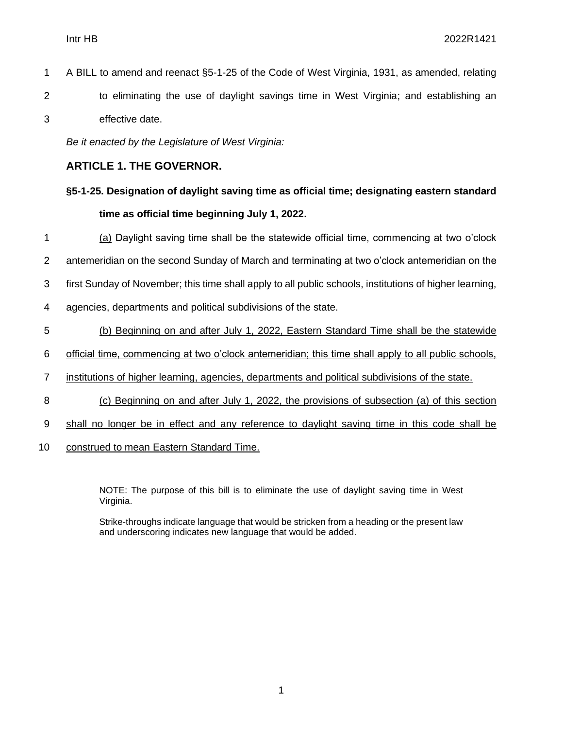A BILL to amend and reenact §5-1-25 of the Code of West Virginia, 1931, as amended, relating to eliminating the use of daylight savings time in West Virginia; and establishing an effective date.

*Be it enacted by the Legislature of West Virginia:*

## ARTICLE 1. THE GOVERNOR.

### §5-1-25. Designation of daylight saving time as official time; designating eastern standard time as official time beginning July 1, 2022.

<u>(a)</u> Daylight saving time shall be the statewide official time, commencing at two o'clock antemeridian on the second Sunday of March and terminating at two o'clock antemeridian on the first Sunday of November; this time shall apply to all public schools, institutions of higher learning, agencies, departments and political subdivisions of the state.

<u>(b) Beginning on and after July 1, 2022, Eastern Standard Time shall be the statewide official time, commencing at two o'clock antemeridian; this time shall apply to all public schools, institutions of higher learning, agencies, departments and political subdivisions of the state.</u>

<u>(c) Beginning on and after July 1, 2022, the provisions of subsection (a) of this section shall no longer be in effect and any reference to daylight saving time in this code shall be construed to mean Eastern Standard Time.</u>

NOTE: The purpose of this bill is to eliminate the use of daylight saving time in West Virginia.

Strike-throughs indicate language that would be stricken from a heading or the present law and underscoring indicates new language that would be added.